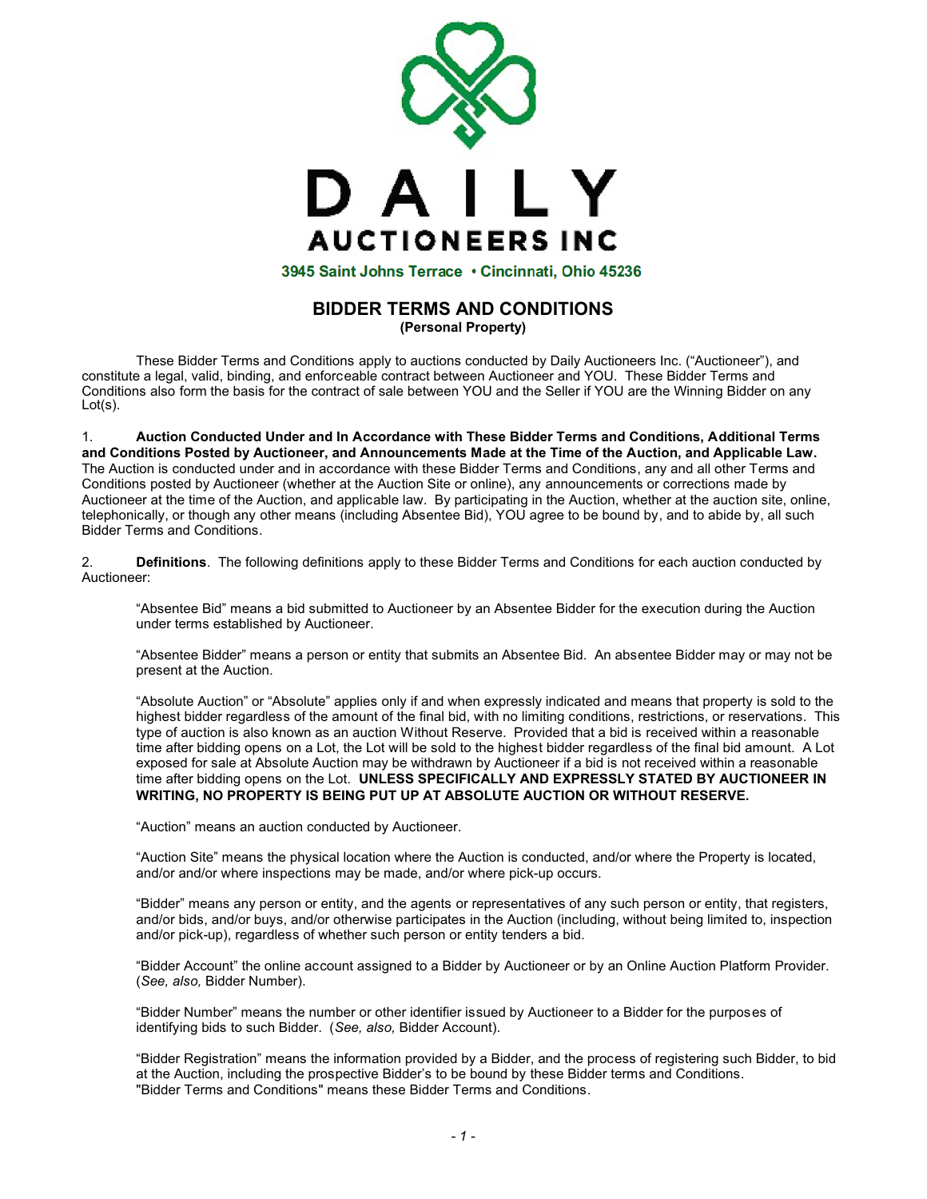# DAILY AUCTIONEERS INC

3945 Saint Johns Terrace • Cincinnati, Ohio 45236

## BIDDER TERMS AND CONDITIONS

**(Personal Property)**

These Bidder Terms and Conditions apply to auctions conducted by Daily Auctioneers Inc. ("Auctioneer"), and constitute a legal, valid, binding, and enforceable contract between Auctioneer and YOU. These Bidder Terms and Conditions also form the basis for the contract of sale between YOU and the Seller if YOU are the Winning Bidder on any Lot(s).

1. **Auction Conducted Under and In Accordance with These Bidder Terms and Conditions, Additional Terms and Conditions Posted by Auctioneer, and Announcements Made at the Time of the Auction, and Applicable Law.** The Auction is conducted under and in accordance with these Bidder Terms and Conditions, any and all other Terms and Conditions posted by Auctioneer (whether at the Auction Site or online), any announcements or corrections made by Auctioneer at the time of the Auction, and applicable law. By participating in the Auction, whether at the auction site, online, telephonically, or though any other means (including Absentee Bid), YOU agree to be bound by, and to abide by, all such Bidder Terms and Conditions.

2. **Definitions**. The following definitions apply to these Bidder Terms and Conditions for each auction conducted by Auctioneer:

"Absentee Bid" means a bid submitted to Auctioneer by an Absentee Bidder for the execution during the Auction under terms established by Auctioneer.

"Absentee Bidder" means a person or entity that submits an Absentee Bid. An absentee Bidder may or may not be present at the Auction.

"Absolute Auction" or "Absolute" applies only if and when expressly indicated and means that property is sold to the highest bidder regardless of the amount of the final bid, with no limiting conditions, restrictions, or reservations. This type of auction is also known as an auction Without Reserve. Provided that a bid is received within a reasonable time after bidding opens on a Lot, the Lot will be sold to the highest bidder regardless of the final bid amount. A Lot exposed for sale at Absolute Auction may be withdrawn by Auctioneer if a bid is not received within a reasonable time after bidding opens on the Lot. **UNLESS SPECIFICALLY AND EXPRESSLY STATED BY AUCTIONEER IN WRITING, NO PROPERTY IS BEING PUT UP AT ABSOLUTE AUCTION OR WITHOUT RESERVE.**

"Auction" means an auction conducted by Auctioneer.

"Auction Site" means the physical location where the Auction is conducted, and/or where the Property is located, and/or and/or where inspections may be made, and/or where pick-up occurs.

"Bidder" means any person or entity, and the agents or representatives of any such person or entity, that registers, and/or bids, and/or buys, and/or otherwise participates in the Auction (including, without being limited to, inspection and/or pick-up), regardless of whether such person or entity tenders a bid.

"Bidder Account" the online account assigned to a Bidder by Auctioneer or by an Online Auction Platform Provider. (*See, also,* Bidder Number).

"Bidder Number" means the number or other identifier issued by Auctioneer to a Bidder for the purposes of identifying bids to such Bidder. (*See, also,* Bidder Account).

"Bidder Registration" means the information provided by a Bidder, and the process of registering such Bidder, to bid at the Auction, including the prospective Bidder's to be bound by these Bidder terms and Conditions.
"Bidder Terms and Conditions" means these Bidder Terms and Conditions.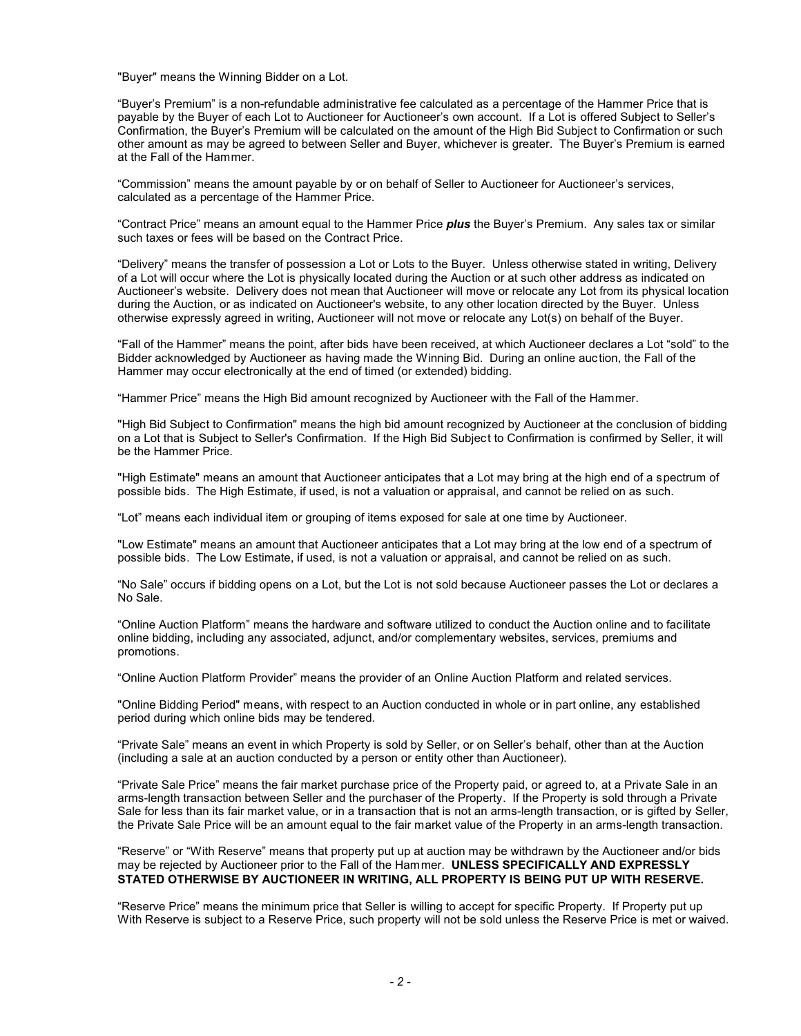"Buyer" means the Winning Bidder on a Lot.

“Buyer’s Premium” is a non-refundable administrative fee calculated as a percentage of the Hammer Price that is payable by the Buyer of each Lot to Auctioneer for Auctioneer’s own account. If a Lot is offered Subject to Seller’s Confirmation, the Buyer’s Premium will be calculated on the amount of the High Bid Subject to Confirmation or such other amount as may be agreed to between Seller and Buyer, whichever is greater. The Buyer’s Premium is earned at the Fall of the Hammer.

“Commission” means the amount payable by or on behalf of Seller to Auctioneer for Auctioneer’s services, calculated as a percentage of the Hammer Price.

“Contract Price” means an amount equal to the Hammer Price ***plus*** the Buyer’s Premium. Any sales tax or similar such taxes or fees will be based on the Contract Price.

“Delivery” means the transfer of possession a Lot or Lots to the Buyer. Unless otherwise stated in writing, Delivery of a Lot will occur where the Lot is physically located during the Auction or at such other address as indicated on Auctioneer’s website. Delivery does not mean that Auctioneer will move or relocate any Lot from its physical location during the Auction, or as indicated on Auctioneer's website, to any other location directed by the Buyer. Unless otherwise expressly agreed in writing, Auctioneer will not move or relocate any Lot(s) on behalf of the Buyer.

“Fall of the Hammer” means the point, after bids have been received, at which Auctioneer declares a Lot “sold” to the Bidder acknowledged by Auctioneer as having made the Winning Bid. During an online auction, the Fall of the Hammer may occur electronically at the end of timed (or extended) bidding.

“Hammer Price” means the High Bid amount recognized by Auctioneer with the Fall of the Hammer.

"High Bid Subject to Confirmation" means the high bid amount recognized by Auctioneer at the conclusion of bidding on a Lot that is Subject to Seller's Confirmation. If the High Bid Subject to Confirmation is confirmed by Seller, it will be the Hammer Price.

"High Estimate" means an amount that Auctioneer anticipates that a Lot may bring at the high end of a spectrum of possible bids. The High Estimate, if used, is not a valuation or appraisal, and cannot be relied on as such.

“Lot” means each individual item or grouping of items exposed for sale at one time by Auctioneer.

"Low Estimate" means an amount that Auctioneer anticipates that a Lot may bring at the low end of a spectrum of possible bids. The Low Estimate, if used, is not a valuation or appraisal, and cannot be relied on as such.

“No Sale” occurs if bidding opens on a Lot, but the Lot is not sold because Auctioneer passes the Lot or declares a No Sale.

“Online Auction Platform” means the hardware and software utilized to conduct the Auction online and to facilitate online bidding, including any associated, adjunct, and/or complementary websites, services, premiums and promotions.

“Online Auction Platform Provider” means the provider of an Online Auction Platform and related services.

"Online Bidding Period" means, with respect to an Auction conducted in whole or in part online, any established period during which online bids may be tendered.

“Private Sale” means an event in which Property is sold by Seller, or on Seller’s behalf, other than at the Auction (including a sale at an auction conducted by a person or entity other than Auctioneer).

“Private Sale Price” means the fair market purchase price of the Property paid, or agreed to, at a Private Sale in an arms-length transaction between Seller and the purchaser of the Property. If the Property is sold through a Private Sale for less than its fair market value, or in a transaction that is not an arms-length transaction, or is gifted by Seller, the Private Sale Price will be an amount equal to the fair market value of the Property in an arms-length transaction.

“Reserve” or “With Reserve” means that property put up at auction may be withdrawn by the Auctioneer and/or bids may be rejected by Auctioneer prior to the Fall of the Hammer. **UNLESS SPECIFICALLY AND EXPRESSLY STATED OTHERWISE BY AUCTIONEER IN WRITING, ALL PROPERTY IS BEING PUT UP WITH RESERVE.**

“Reserve Price” means the minimum price that Seller is willing to accept for specific Property. If Property put up With Reserve is subject to a Reserve Price, such property will not be sold unless the Reserve Price is met or waived.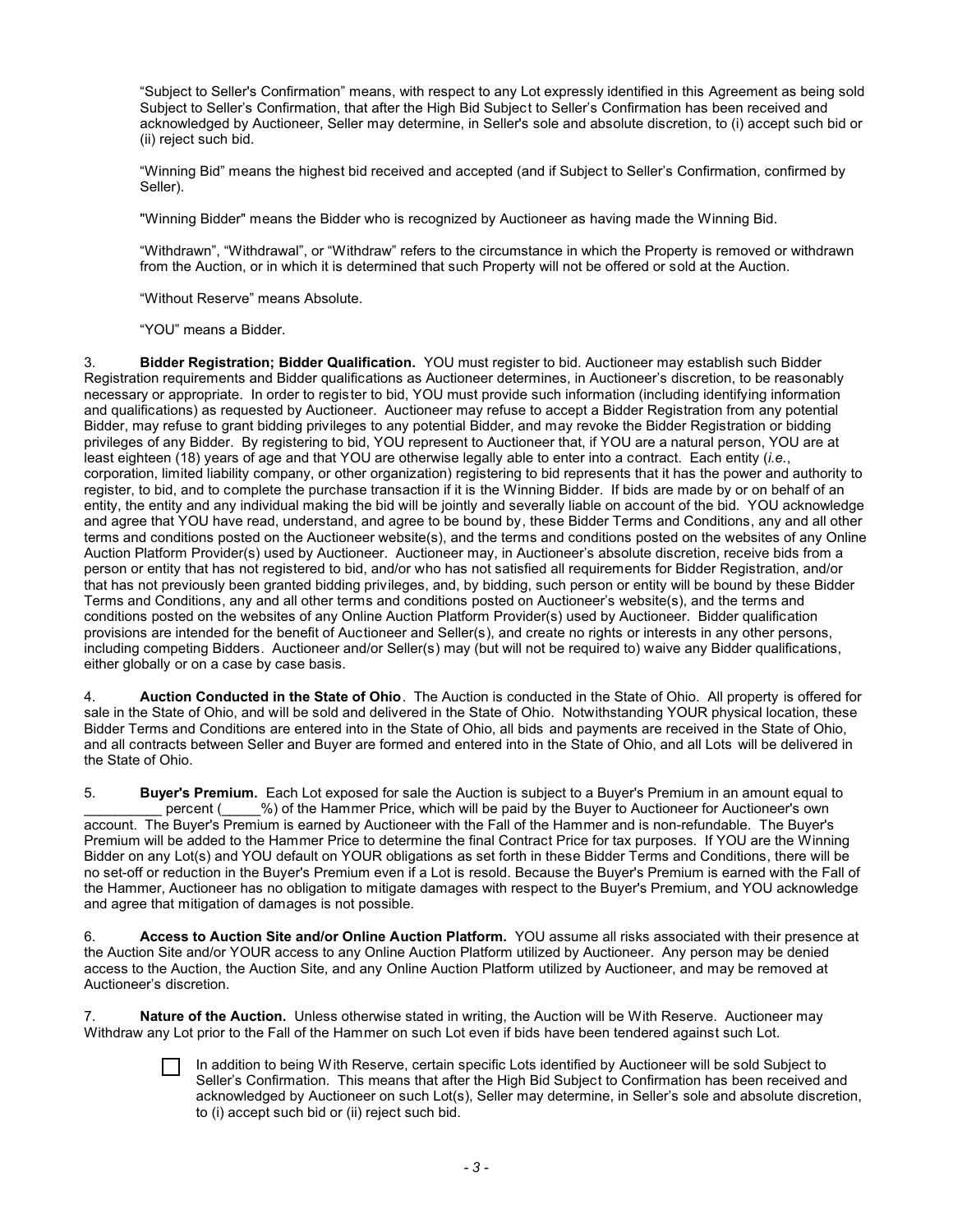"Subject to Seller's Confirmation" means, with respect to any Lot expressly identified in this Agreement as being sold Subject to Seller's Confirmation, that after the High Bid Subject to Seller's Confirmation has been received and acknowledged by Auctioneer, Seller may determine, in Seller's sole and absolute discretion, to (i) accept such bid or (ii) reject such bid.

"Winning Bid" means the highest bid received and accepted (and if Subject to Seller's Confirmation, confirmed by Seller).

"Winning Bidder" means the Bidder who is recognized by Auctioneer as having made the Winning Bid.

"Withdrawn", "Withdrawal", or "Withdraw" refers to the circumstance in which the Property is removed or withdrawn from the Auction, or in which it is determined that such Property will not be offered or sold at the Auction.

"Without Reserve" means Absolute.

"YOU" means a Bidder.

3. **Bidder Registration; Bidder Qualification.** YOU must register to bid. Auctioneer may establish such Bidder Registration requirements and Bidder qualifications as Auctioneer determines, in Auctioneer's discretion, to be reasonably necessary or appropriate. In order to register to bid, YOU must provide such information (including identifying information and qualifications) as requested by Auctioneer. Auctioneer may refuse to accept a Bidder Registration from any potential Bidder, may refuse to grant bidding privileges to any potential Bidder, and may revoke the Bidder Registration or bidding privileges of any Bidder. By registering to bid, YOU represent to Auctioneer that, if YOU are a natural person, YOU are at least eighteen (18) years of age and that YOU are otherwise legally able to enter into a contract. Each entity (*i.e.*, corporation, limited liability company, or other organization) registering to bid represents that it has the power and authority to register, to bid, and to complete the purchase transaction if it is the Winning Bidder. If bids are made by or on behalf of an entity, the entity and any individual making the bid will be jointly and severally liable on account of the bid. YOU acknowledge and agree that YOU have read, understand, and agree to be bound by, these Bidder Terms and Conditions, any and all other terms and conditions posted on the Auctioneer website(s), and the terms and conditions posted on the websites of any Online Auction Platform Provider(s) used by Auctioneer. Auctioneer may, in Auctioneer's absolute discretion, receive bids from a person or entity that has not registered to bid, and/or who has not satisfied all requirements for Bidder Registration, and/or that has not previously been granted bidding privileges, and, by bidding, such person or entity will be bound by these Bidder Terms and Conditions, any and all other terms and conditions posted on Auctioneer's website(s), and the terms and conditions posted on the websites of any Online Auction Platform Provider(s) used by Auctioneer. Bidder qualification provisions are intended for the benefit of Auctioneer and Seller(s), and create no rights or interests in any other persons, including competing Bidders. Auctioneer and/or Seller(s) may (but will not be required to) waive any Bidder qualifications, either globally or on a case by case basis.

4. **Auction Conducted in the State of Ohio**. The Auction is conducted in the State of Ohio. All property is offered for sale in the State of Ohio, and will be sold and delivered in the State of Ohio. Notwithstanding YOUR physical location, these Bidder Terms and Conditions are entered into in the State of Ohio, all bids and payments are received in the State of Ohio, and all contracts between Seller and Buyer are formed and entered into in the State of Ohio, and all Lots will be delivered in the State of Ohio.

5. **Buyer's Premium.** Each Lot exposed for sale the Auction is subject to a Buyer's Premium in an amount equal to __________ percent (_____%) of the Hammer Price, which will be paid by the Buyer to Auctioneer for Auctioneer's own account. The Buyer's Premium is earned by Auctioneer with the Fall of the Hammer and is non-refundable. The Buyer's Premium will be added to the Hammer Price to determine the final Contract Price for tax purposes. If YOU are the Winning Bidder on any Lot(s) and YOU default on YOUR obligations as set forth in these Bidder Terms and Conditions, there will be no set-off or reduction in the Buyer's Premium even if a Lot is resold. Because the Buyer's Premium is earned with the Fall of the Hammer, Auctioneer has no obligation to mitigate damages with respect to the Buyer's Premium, and YOU acknowledge and agree that mitigation of damages is not possible.

6. **Access to Auction Site and/or Online Auction Platform.** YOU assume all risks associated with their presence at the Auction Site and/or YOUR access to any Online Auction Platform utilized by Auctioneer. Any person may be denied access to the Auction, the Auction Site, and any Online Auction Platform utilized by Auctioneer, and may be removed at Auctioneer's discretion.

7. **Nature of the Auction.** Unless otherwise stated in writing, the Auction will be With Reserve. Auctioneer may Withdraw any Lot prior to the Fall of the Hammer on such Lot even if bids have been tendered against such Lot.

☐ In addition to being With Reserve, certain specific Lots identified by Auctioneer will be sold Subject to Seller's Confirmation. This means that after the High Bid Subject to Confirmation has been received and acknowledged by Auctioneer on such Lot(s), Seller may determine, in Seller's sole and absolute discretion, to (i) accept such bid or (ii) reject such bid.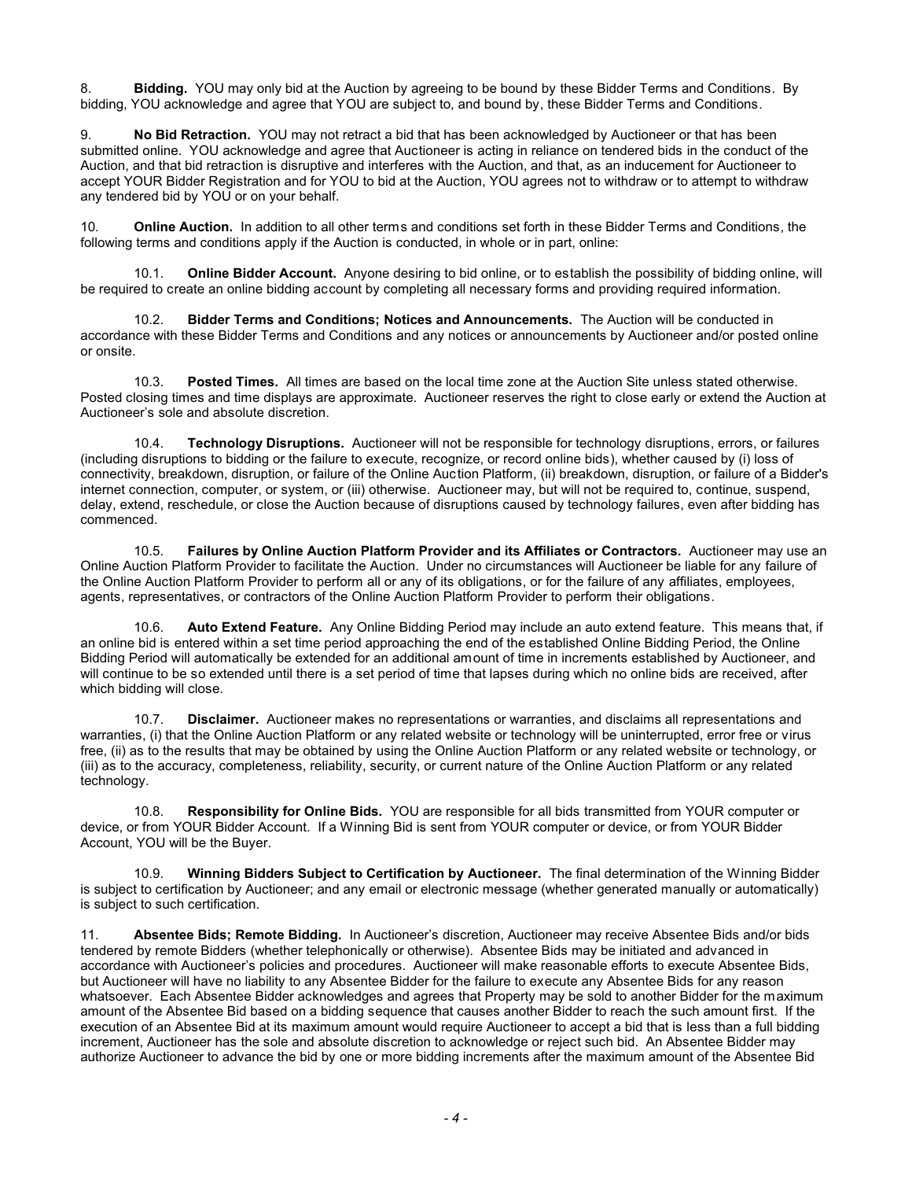8. **Bidding.** YOU may only bid at the Auction by agreeing to be bound by these Bidder Terms and Conditions. By bidding, YOU acknowledge and agree that YOU are subject to, and bound by, these Bidder Terms and Conditions.

9. **No Bid Retraction.** YOU may not retract a bid that has been acknowledged by Auctioneer or that has been submitted online. YOU acknowledge and agree that Auctioneer is acting in reliance on tendered bids in the conduct of the Auction, and that bid retraction is disruptive and interferes with the Auction, and that, as an inducement for Auctioneer to accept YOUR Bidder Registration and for YOU to bid at the Auction, YOU agrees not to withdraw or to attempt to withdraw any tendered bid by YOU or on your behalf.

10. **Online Auction.** In addition to all other terms and conditions set forth in these Bidder Terms and Conditions, the following terms and conditions apply if the Auction is conducted, in whole or in part, online:

10.1. **Online Bidder Account.** Anyone desiring to bid online, or to establish the possibility of bidding online, will be required to create an online bidding account by completing all necessary forms and providing required information.

10.2. **Bidder Terms and Conditions; Notices and Announcements.** The Auction will be conducted in accordance with these Bidder Terms and Conditions and any notices or announcements by Auctioneer and/or posted online or onsite.

10.3. **Posted Times.** All times are based on the local time zone at the Auction Site unless stated otherwise. Posted closing times and time displays are approximate. Auctioneer reserves the right to close early or extend the Auction at Auctioneer's sole and absolute discretion.

10.4. **Technology Disruptions.** Auctioneer will not be responsible for technology disruptions, errors, or failures (including disruptions to bidding or the failure to execute, recognize, or record online bids), whether caused by (i) loss of connectivity, breakdown, disruption, or failure of the Online Auction Platform, (ii) breakdown, disruption, or failure of a Bidder's internet connection, computer, or system, or (iii) otherwise. Auctioneer may, but will not be required to, continue, suspend, delay, extend, reschedule, or close the Auction because of disruptions caused by technology failures, even after bidding has commenced.

10.5. **Failures by Online Auction Platform Provider and its Affiliates or Contractors.** Auctioneer may use an Online Auction Platform Provider to facilitate the Auction. Under no circumstances will Auctioneer be liable for any failure of the Online Auction Platform Provider to perform all or any of its obligations, or for the failure of any affiliates, employees, agents, representatives, or contractors of the Online Auction Platform Provider to perform their obligations.

10.6. **Auto Extend Feature.** Any Online Bidding Period may include an auto extend feature. This means that, if an online bid is entered within a set time period approaching the end of the established Online Bidding Period, the Online Bidding Period will automatically be extended for an additional amount of time in increments established by Auctioneer, and will continue to be so extended until there is a set period of time that lapses during which no online bids are received, after which bidding will close.

10.7. **Disclaimer.** Auctioneer makes no representations or warranties, and disclaims all representations and warranties, (i) that the Online Auction Platform or any related website or technology will be uninterrupted, error free or virus free, (ii) as to the results that may be obtained by using the Online Auction Platform or any related website or technology, or (iii) as to the accuracy, completeness, reliability, security, or current nature of the Online Auction Platform or any related technology.

10.8. **Responsibility for Online Bids.** YOU are responsible for all bids transmitted from YOUR computer or device, or from YOUR Bidder Account. If a Winning Bid is sent from YOUR computer or device, or from YOUR Bidder Account, YOU will be the Buyer.

10.9. **Winning Bidders Subject to Certification by Auctioneer.** The final determination of the Winning Bidder is subject to certification by Auctioneer; and any email or electronic message (whether generated manually or automatically) is subject to such certification.

11. **Absentee Bids; Remote Bidding.** In Auctioneer's discretion, Auctioneer may receive Absentee Bids and/or bids tendered by remote Bidders (whether telephonically or otherwise). Absentee Bids may be initiated and advanced in accordance with Auctioneer's policies and procedures. Auctioneer will make reasonable efforts to execute Absentee Bids, but Auctioneer will have no liability to any Absentee Bidder for the failure to execute any Absentee Bids for any reason whatsoever. Each Absentee Bidder acknowledges and agrees that Property may be sold to another Bidder for the maximum amount of the Absentee Bid based on a bidding sequence that causes another Bidder to reach the such amount first. If the execution of an Absentee Bid at its maximum amount would require Auctioneer to accept a bid that is less than a full bidding increment, Auctioneer has the sole and absolute discretion to acknowledge or reject such bid. An Absentee Bidder may authorize Auctioneer to advance the bid by one or more bidding increments after the maximum amount of the Absentee Bid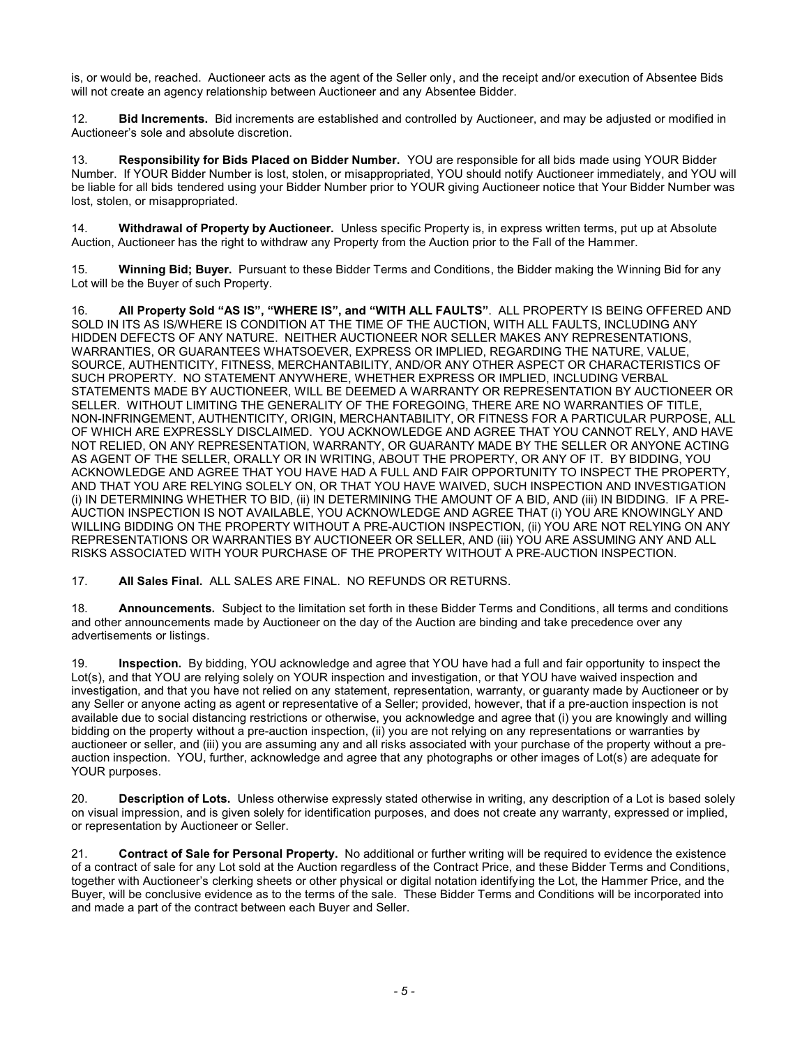is, or would be, reached. Auctioneer acts as the agent of the Seller only, and the receipt and/or execution of Absentee Bids will not create an agency relationship between Auctioneer and any Absentee Bidder.

12. **Bid Increments.** Bid increments are established and controlled by Auctioneer, and may be adjusted or modified in Auctioneer's sole and absolute discretion.

13. **Responsibility for Bids Placed on Bidder Number.** YOU are responsible for all bids made using YOUR Bidder Number. If YOUR Bidder Number is lost, stolen, or misappropriated, YOU should notify Auctioneer immediately, and YOU will be liable for all bids tendered using your Bidder Number prior to YOUR giving Auctioneer notice that Your Bidder Number was lost, stolen, or misappropriated.

14. **Withdrawal of Property by Auctioneer.** Unless specific Property is, in express written terms, put up at Absolute Auction, Auctioneer has the right to withdraw any Property from the Auction prior to the Fall of the Hammer.

15. **Winning Bid; Buyer.** Pursuant to these Bidder Terms and Conditions, the Bidder making the Winning Bid for any Lot will be the Buyer of such Property.

16. **All Property Sold "AS IS", "WHERE IS", and "WITH ALL FAULTS"**. ALL PROPERTY IS BEING OFFERED AND SOLD IN ITS AS IS/WHERE IS CONDITION AT THE TIME OF THE AUCTION, WITH ALL FAULTS, INCLUDING ANY HIDDEN DEFECTS OF ANY NATURE. NEITHER AUCTIONEER NOR SELLER MAKES ANY REPRESENTATIONS, WARRANTIES, OR GUARANTEES WHATSOEVER, EXPRESS OR IMPLIED, REGARDING THE NATURE, VALUE, SOURCE, AUTHENTICITY, FITNESS, MERCHANTABILITY, AND/OR ANY OTHER ASPECT OR CHARACTERISTICS OF SUCH PROPERTY. NO STATEMENT ANYWHERE, WHETHER EXPRESS OR IMPLIED, INCLUDING VERBAL STATEMENTS MADE BY AUCTIONEER, WILL BE DEEMED A WARRANTY OR REPRESENTATION BY AUCTIONEER OR SELLER. WITHOUT LIMITING THE GENERALITY OF THE FOREGOING, THERE ARE NO WARRANTIES OF TITLE, NON-INFRINGEMENT, AUTHENTICITY, ORIGIN, MERCHANTABILITY, OR FITNESS FOR A PARTICULAR PURPOSE, ALL OF WHICH ARE EXPRESSLY DISCLAIMED. YOU ACKNOWLEDGE AND AGREE THAT YOU CANNOT RELY, AND HAVE NOT RELIED, ON ANY REPRESENTATION, WARRANTY, OR GUARANTY MADE BY THE SELLER OR ANYONE ACTING AS AGENT OF THE SELLER, ORALLY OR IN WRITING, ABOUT THE PROPERTY, OR ANY OF IT. BY BIDDING, YOU ACKNOWLEDGE AND AGREE THAT YOU HAVE HAD A FULL AND FAIR OPPORTUNITY TO INSPECT THE PROPERTY, AND THAT YOU ARE RELYING SOLELY ON, OR THAT YOU HAVE WAIVED, SUCH INSPECTION AND INVESTIGATION (i) IN DETERMINING WHETHER TO BID, (ii) IN DETERMINING THE AMOUNT OF A BID, AND (iii) IN BIDDING. IF A PRE-AUCTION INSPECTION IS NOT AVAILABLE, YOU ACKNOWLEDGE AND AGREE THAT (i) YOU ARE KNOWINGLY AND WILLING BIDDING ON THE PROPERTY WITHOUT A PRE-AUCTION INSPECTION, (ii) YOU ARE NOT RELYING ON ANY REPRESENTATIONS OR WARRANTIES BY AUCTIONEER OR SELLER, AND (iii) YOU ARE ASSUMING ANY AND ALL RISKS ASSOCIATED WITH YOUR PURCHASE OF THE PROPERTY WITHOUT A PRE-AUCTION INSPECTION.

17. **All Sales Final.** ALL SALES ARE FINAL. NO REFUNDS OR RETURNS.

18. **Announcements.** Subject to the limitation set forth in these Bidder Terms and Conditions, all terms and conditions and other announcements made by Auctioneer on the day of the Auction are binding and take precedence over any advertisements or listings.

19. **Inspection.** By bidding, YOU acknowledge and agree that YOU have had a full and fair opportunity to inspect the Lot(s), and that YOU are relying solely on YOUR inspection and investigation, or that YOU have waived inspection and investigation, and that you have not relied on any statement, representation, warranty, or guaranty made by Auctioneer or by any Seller or anyone acting as agent or representative of a Seller; provided, however, that if a pre-auction inspection is not available due to social distancing restrictions or otherwise, you acknowledge and agree that (i) you are knowingly and willing bidding on the property without a pre-auction inspection, (ii) you are not relying on any representations or warranties by auctioneer or seller, and (iii) you are assuming any and all risks associated with your purchase of the property without a pre-auction inspection. YOU, further, acknowledge and agree that any photographs or other images of Lot(s) are adequate for YOUR purposes.

20. **Description of Lots.** Unless otherwise expressly stated otherwise in writing, any description of a Lot is based solely on visual impression, and is given solely for identification purposes, and does not create any warranty, expressed or implied, or representation by Auctioneer or Seller.

21. **Contract of Sale for Personal Property.** No additional or further writing will be required to evidence the existence of a contract of sale for any Lot sold at the Auction regardless of the Contract Price, and these Bidder Terms and Conditions, together with Auctioneer's clerking sheets or other physical or digital notation identifying the Lot, the Hammer Price, and the Buyer, will be conclusive evidence as to the terms of the sale. These Bidder Terms and Conditions will be incorporated into and made a part of the contract between each Buyer and Seller.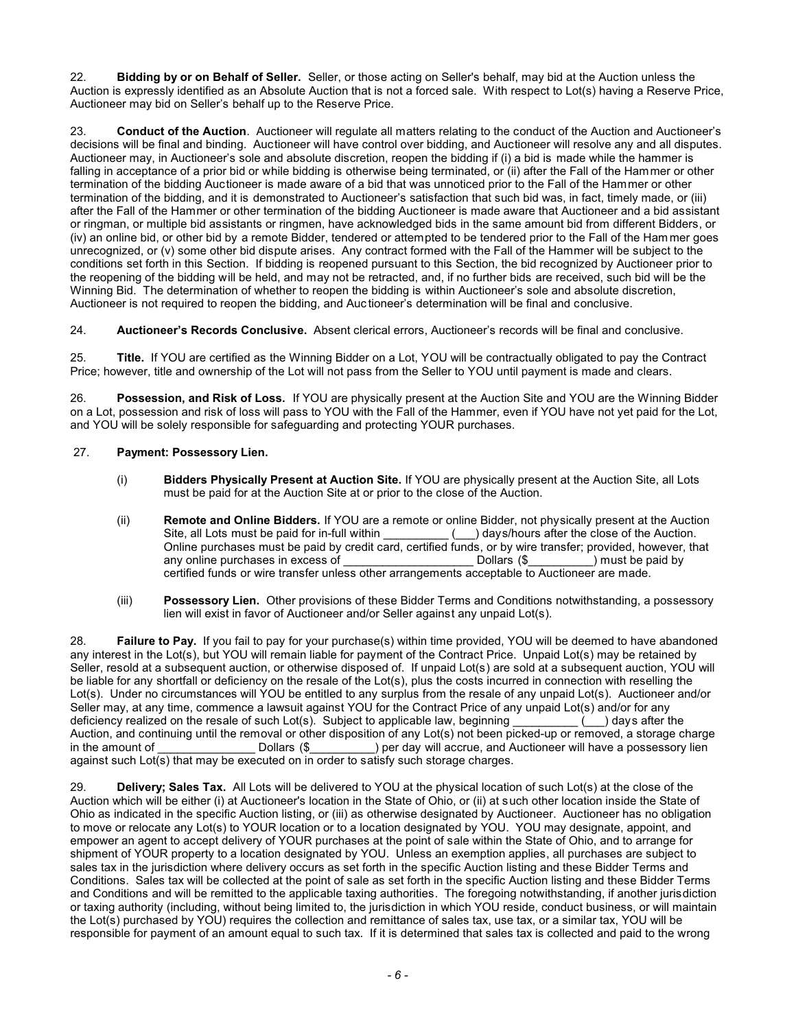22. **Bidding by or on Behalf of Seller.** Seller, or those acting on Seller's behalf, may bid at the Auction unless the Auction is expressly identified as an Absolute Auction that is not a forced sale. With respect to Lot(s) having a Reserve Price, Auctioneer may bid on Seller's behalf up to the Reserve Price.

23. **Conduct of the Auction**. Auctioneer will regulate all matters relating to the conduct of the Auction and Auctioneer's decisions will be final and binding. Auctioneer will have control over bidding, and Auctioneer will resolve any and all disputes. Auctioneer may, in Auctioneer's sole and absolute discretion, reopen the bidding if (i) a bid is made while the hammer is falling in acceptance of a prior bid or while bidding is otherwise being terminated, or (ii) after the Fall of the Hammer or other termination of the bidding Auctioneer is made aware of a bid that was unnoticed prior to the Fall of the Hammer or other termination of the bidding, and it is demonstrated to Auctioneer's satisfaction that such bid was, in fact, timely made, or (iii) after the Fall of the Hammer or other termination of the bidding Auctioneer is made aware that Auctioneer and a bid assistant or ringman, or multiple bid assistants or ringmen, have acknowledged bids in the same amount bid from different Bidders, or (iv) an online bid, or other bid by a remote Bidder, tendered or attempted to be tendered prior to the Fall of the Hammer goes unrecognized, or (v) some other bid dispute arises. Any contract formed with the Fall of the Hammer will be subject to the conditions set forth in this Section. If bidding is reopened pursuant to this Section, the bid recognized by Auctioneer prior to the reopening of the bidding will be held, and may not be retracted, and, if no further bids are received, such bid will be the Winning Bid. The determination of whether to reopen the bidding is within Auctioneer's sole and absolute discretion, Auctioneer is not required to reopen the bidding, and Auctioneer's determination will be final and conclusive.

24. **Auctioneer's Records Conclusive.** Absent clerical errors, Auctioneer's records will be final and conclusive.

25. **Title.** If YOU are certified as the Winning Bidder on a Lot, YOU will be contractually obligated to pay the Contract Price; however, title and ownership of the Lot will not pass from the Seller to YOU until payment is made and clears.

26. **Possession, and Risk of Loss.** If YOU are physically present at the Auction Site and YOU are the Winning Bidder on a Lot, possession and risk of loss will pass to YOU with the Fall of the Hammer, even if YOU have not yet paid for the Lot, and YOU will be solely responsible for safeguarding and protecting YOUR purchases.

27. **Payment: Possessory Lien.**

(i) **Bidders Physically Present at Auction Site.** If YOU are physically present at the Auction Site, all Lots must be paid for at the Auction Site at or prior to the close of the Auction.

(ii) **Remote and Online Bidders.** If YOU are a remote or online Bidder, not physically present at the Auction Site, all Lots must be paid for in-full within __________ (___) days/hours after the close of the Auction. Online purchases must be paid by credit card, certified funds, or by wire transfer; provided, however, that any online purchases in excess of ____________________ Dollars ($__________) must be paid by certified funds or wire transfer unless other arrangements acceptable to Auctioneer are made.

(iii) **Possessory Lien.** Other provisions of these Bidder Terms and Conditions notwithstanding, a possessory lien will exist in favor of Auctioneer and/or Seller against any unpaid Lot(s).

28. **Failure to Pay.** If you fail to pay for your purchase(s) within time provided, YOU will be deemed to have abandoned any interest in the Lot(s), but YOU will remain liable for payment of the Contract Price. Unpaid Lot(s) may be retained by Seller, resold at a subsequent auction, or otherwise disposed of. If unpaid Lot(s) are sold at a subsequent auction, YOU will be liable for any shortfall or deficiency on the resale of the Lot(s), plus the costs incurred in connection with reselling the Lot(s). Under no circumstances will YOU be entitled to any surplus from the resale of any unpaid Lot(s). Auctioneer and/or Seller may, at any time, commence a lawsuit against YOU for the Contract Price of any unpaid Lot(s) and/or for any deficiency realized on the resale of such Lot(s). Subject to applicable law, beginning __________ (___) days after the Auction, and continuing until the removal or other disposition of any Lot(s) not been picked-up or removed, a storage charge in the amount of _______________ Dollars ($__________) per day will accrue, and Auctioneer will have a possessory lien against such Lot(s) that may be executed on in order to satisfy such storage charges.

29. **Delivery; Sales Tax.** All Lots will be delivered to YOU at the physical location of such Lot(s) at the close of the Auction which will be either (i) at Auctioneer's location in the State of Ohio, or (ii) at such other location inside the State of Ohio as indicated in the specific Auction listing, or (iii) as otherwise designated by Auctioneer. Auctioneer has no obligation to move or relocate any Lot(s) to YOUR location or to a location designated by YOU. YOU may designate, appoint, and empower an agent to accept delivery of YOUR purchases at the point of sale within the State of Ohio, and to arrange for shipment of YOUR property to a location designated by YOU. Unless an exemption applies, all purchases are subject to sales tax in the jurisdiction where delivery occurs as set forth in the specific Auction listing and these Bidder Terms and Conditions. Sales tax will be collected at the point of sale as set forth in the specific Auction listing and these Bidder Terms and Conditions and will be remitted to the applicable taxing authorities. The foregoing notwithstanding, if another jurisdiction or taxing authority (including, without being limited to, the jurisdiction in which YOU reside, conduct business, or will maintain the Lot(s) purchased by YOU) requires the collection and remittance of sales tax, use tax, or a similar tax, YOU will be responsible for payment of an amount equal to such tax. If it is determined that sales tax is collected and paid to the wrong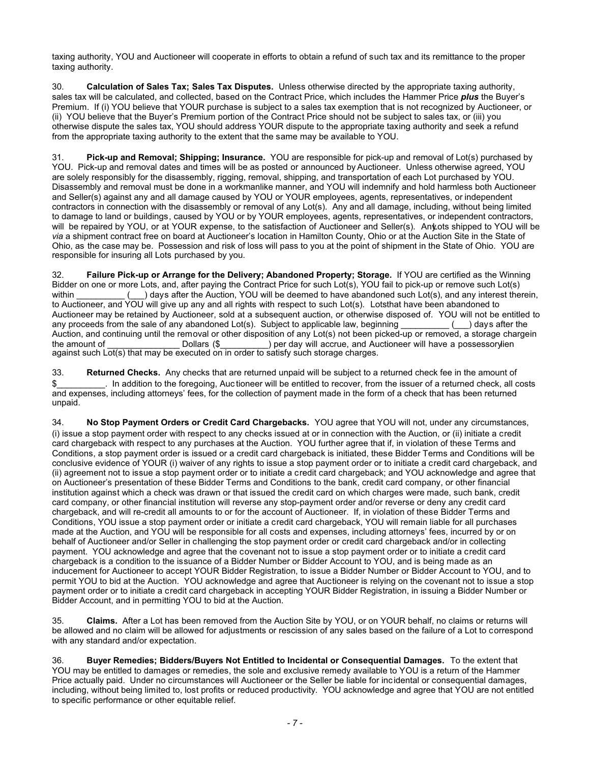taxing authority, YOU and Auctioneer will cooperate in efforts to obtain a refund of such tax and its remittance to the proper taxing authority.

30. **Calculation of Sales Tax; Sales Tax Disputes.** Unless otherwise directed by the appropriate taxing authority, sales tax will be calculated, and collected, based on the Contract Price, which includes the Hammer Price ***plus*** the Buyer's Premium. If (i) YOU believe that YOUR purchase is subject to a sales tax exemption that is not recognized by Auctioneer, or (ii) YOU believe that the Buyer's Premium portion of the Contract Price should not be subject to sales tax, or (iii) you otherwise dispute the sales tax, YOU should address YOUR dispute to the appropriate taxing authority and seek a refund from the appropriate taxing authority to the extent that the same may be available to YOU.

31. **Pick-up and Removal; Shipping; Insurance.** YOU are responsible for pick-up and removal of Lot(s) purchased by YOU. Pick-up and removal dates and times will be as posted or announced by Auctioneer. Unless otherwise agreed, YOU are solely responsibly for the disassembly, rigging, removal, shipping, and transportation of each Lot purchased by YOU. Disassembly and removal must be done in a workmanlike manner, and YOU will indemnify and hold harmless both Auctioneer and Seller(s) against any and all damage caused by YOU or YOUR employees, agents, representatives, or independent contractors in connection with the disassembly or removal of any Lot(s). Any and all damage, including, without being limited to damage to land or buildings, caused by YOU or by YOUR employees, agents, representatives, or independent contractors, will be repaired by YOU, or at YOUR expense, to the satisfaction of Auctioneer and Seller(s). Any Lots shipped to YOU will be *via* a shipment contract free on board at Auctioneer's location in Hamilton County, Ohio or at the Auction Site in the State of Ohio, as the case may be. Possession and risk of loss will pass to you at the point of shipment in the State of Ohio. YOU are responsible for insuring all Lots purchased by you.

32. **Failure Pick-up or Arrange for the Delivery; Abandoned Property; Storage.** If YOU are certified as the Winning Bidder on one or more Lots, and, after paying the Contract Price for such Lot(s), YOU fail to pick-up or remove such Lot(s) within __________ (___) days after the Auction, YOU will be deemed to have abandoned such Lot(s), and any interest therein, to Auctioneer, and YOU will give up any and all rights with respect to such Lot(s). Lots that have been abandoned to Auctioneer may be retained by Auctioneer, sold at a subsequent auction, or otherwise disposed of. YOU will not be entitled to any proceeds from the sale of any abandoned Lot(s). Subject to applicable law, beginning __________ (___) days after the Auction, and continuing until the removal or other disposition of any Lot(s) not been picked-up or removed, a storage charge in the amount of _______________ Dollars ($__________) per day will accrue, and Auctioneer will have a possessory lien against such Lot(s) that may be executed on in order to satisfy such storage charges.

33. **Returned Checks.** Any checks that are returned unpaid will be subject to a returned check fee in the amount of $__________. In addition to the foregoing, Auctioneer will be entitled to recover, from the issuer of a returned check, all costs and expenses, including attorneys' fees, for the collection of payment made in the form of a check that has been returned unpaid.

34. **No Stop Payment Orders or Credit Card Chargebacks.** YOU agree that YOU will not, under any circumstances, (i) issue a stop payment order with respect to any checks issued at or in connection with the Auction, or (ii) initiate a credit card chargeback with respect to any purchases at the Auction. YOU further agree that if, in violation of these Terms and Conditions, a stop payment order is issued or a credit card chargeback is initiated, these Bidder Terms and Conditions will be conclusive evidence of YOUR (i) waiver of any rights to issue a stop payment order or to initiate a credit card chargeback, and (ii) agreement not to issue a stop payment order or to initiate a credit card chargeback; and YOU acknowledge and agree that on Auctioneer's presentation of these Bidder Terms and Conditions to the bank, credit card company, or other financial institution against which a check was drawn or that issued the credit card on which charges were made, such bank, credit card company, or other financial institution will reverse any stop-payment order and/or reverse or deny any credit card chargeback, and will re-credit all amounts to or for the account of Auctioneer. If, in violation of these Bidder Terms and Conditions, YOU issue a stop payment order or initiate a credit card chargeback, YOU will remain liable for all purchases made at the Auction, and YOU will be responsible for all costs and expenses, including attorneys' fees, incurred by or on behalf of Auctioneer and/or Seller in challenging the stop payment order or credit card chargeback and/or in collecting payment. YOU acknowledge and agree that the covenant not to issue a stop payment order or to initiate a credit card chargeback is a condition to the issuance of a Bidder Number or Bidder Account to YOU, and is being made as an inducement for Auctioneer to accept YOUR Bidder Registration, to issue a Bidder Number or Bidder Account to YOU, and to permit YOU to bid at the Auction. YOU acknowledge and agree that Auctioneer is relying on the covenant not to issue a stop payment order or to initiate a credit card chargeback in accepting YOUR Bidder Registration, in issuing a Bidder Number or Bidder Account, and in permitting YOU to bid at the Auction.

35. **Claims.** After a Lot has been removed from the Auction Site by YOU, or on YOUR behalf, no claims or returns will be allowed and no claim will be allowed for adjustments or rescission of any sales based on the failure of a Lot to correspond with any standard and/or expectation.

36. **Buyer Remedies; Bidders/Buyers Not Entitled to Incidental or Consequential Damages.** To the extent that YOU may be entitled to damages or remedies, the sole and exclusive remedy available to YOU is a return of the Hammer Price actually paid. Under no circumstances will Auctioneer or the Seller be liable for incidental or consequential damages, including, without being limited to, lost profits or reduced productivity. YOU acknowledge and agree that YOU are not entitled to specific performance or other equitable relief.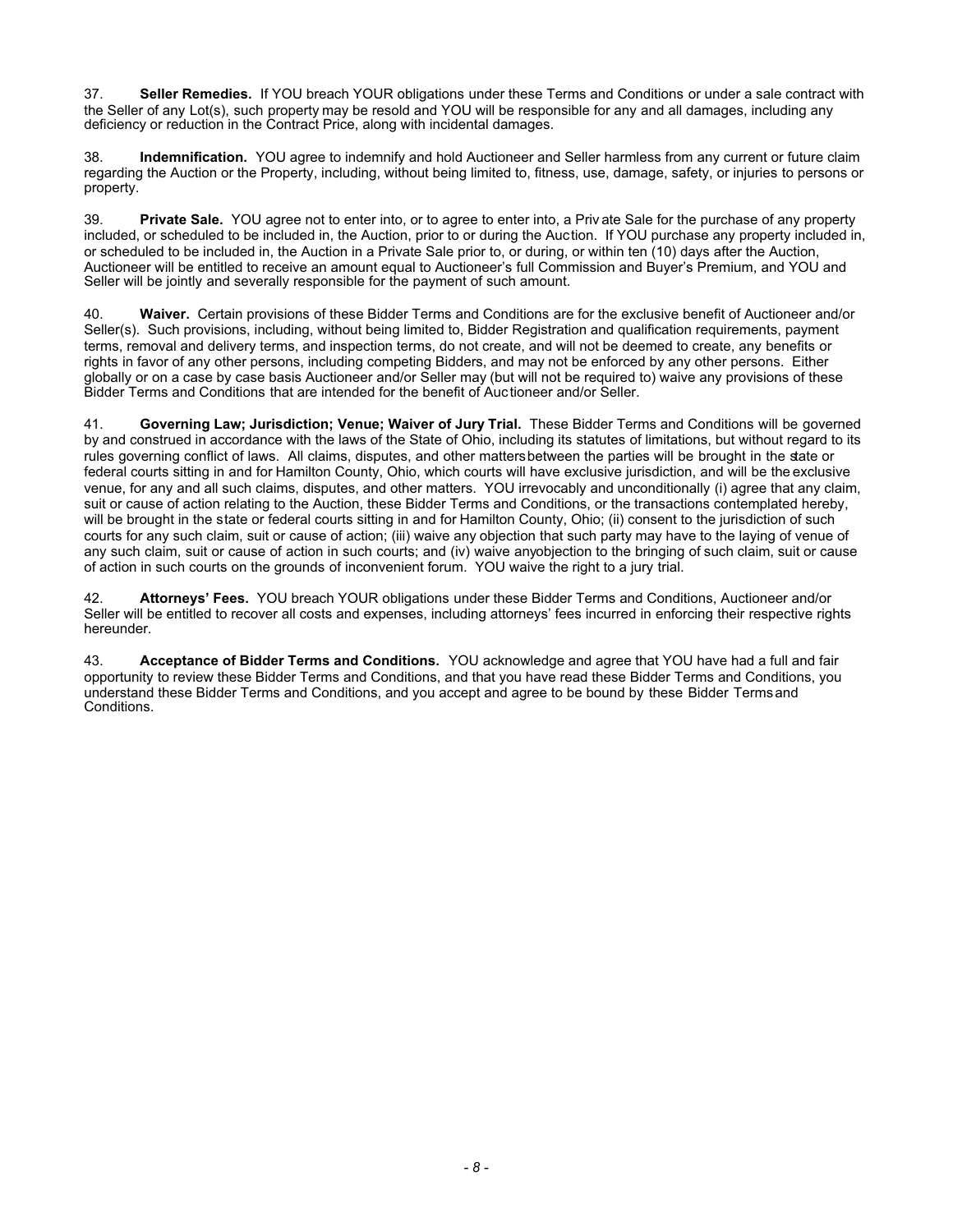37. **Seller Remedies.** If YOU breach YOUR obligations under these Terms and Conditions or under a sale contract with the Seller of any Lot(s), such property may be resold and YOU will be responsible for any and all damages, including any deficiency or reduction in the Contract Price, along with incidental damages.

38. **Indemnification.** YOU agree to indemnify and hold Auctioneer and Seller harmless from any current or future claim regarding the Auction or the Property, including, without being limited to, fitness, use, damage, safety, or injuries to persons or property.

39. **Private Sale.** YOU agree not to enter into, or to agree to enter into, a Priv ate Sale for the purchase of any property included, or scheduled to be included in, the Auction, prior to or during the Auction. If YOU purchase any property included in, or scheduled to be included in, the Auction in a Private Sale prior to, or during, or within ten (10) days after the Auction, Auctioneer will be entitled to receive an amount equal to Auctioneer's full Commission and Buyer's Premium, and YOU and Seller will be jointly and severally responsible for the payment of such amount.

40. **Waiver.** Certain provisions of these Bidder Terms and Conditions are for the exclusive benefit of Auctioneer and/or Seller(s). Such provisions, including, without being limited to, Bidder Registration and qualification requirements, payment terms, removal and delivery terms, and inspection terms, do not create, and will not be deemed to create, any benefits or rights in favor of any other persons, including competing Bidders, and may not be enforced by any other persons. Either globally or on a case by case basis Auctioneer and/or Seller may (but will not be required to) waive any provisions of these Bidder Terms and Conditions that are intended for the benefit of Auctioneer and/or Seller.

41. **Governing Law; Jurisdiction; Venue; Waiver of Jury Trial.** These Bidder Terms and Conditions will be governed by and construed in accordance with the laws of the State of Ohio, including its statutes of limitations, but without regard to its rules governing conflict of laws. All claims, disputes, and other matters between the parties will be brought in the state or federal courts sitting in and for Hamilton County, Ohio, which courts will have exclusive jurisdiction, and will be the exclusive venue, for any and all such claims, disputes, and other matters. YOU irrevocably and unconditionally (i) agree that any claim, suit or cause of action relating to the Auction, these Bidder Terms and Conditions, or the transactions contemplated hereby, will be brought in the state or federal courts sitting in and for Hamilton County, Ohio; (ii) consent to the jurisdiction of such courts for any such claim, suit or cause of action; (iii) waive any objection that such party may have to the laying of venue of any such claim, suit or cause of action in such courts; and (iv) waive anyobjection to the bringing of such claim, suit or cause of action in such courts on the grounds of inconvenient forum. YOU waive the right to a jury trial.

42. **Attorneys' Fees.** YOU breach YOUR obligations under these Bidder Terms and Conditions, Auctioneer and/or Seller will be entitled to recover all costs and expenses, including attorneys' fees incurred in enforcing their respective rights hereunder.

43. **Acceptance of Bidder Terms and Conditions.** YOU acknowledge and agree that YOU have had a full and fair opportunity to review these Bidder Terms and Conditions, and that you have read these Bidder Terms and Conditions, you understand these Bidder Terms and Conditions, and you accept and agree to be bound by these Bidder Terms and Conditions.